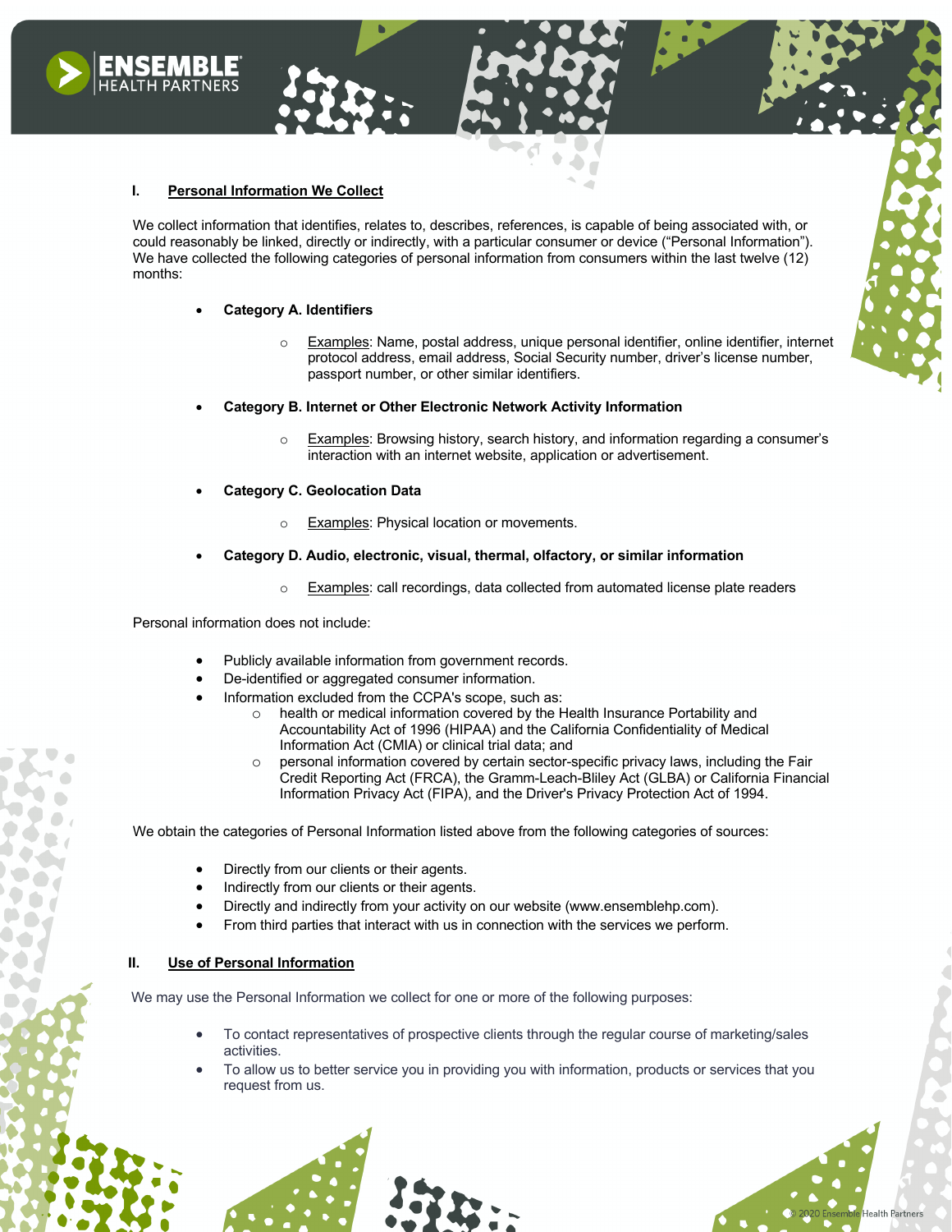## I. Personal Information We Collect

We collect information that identifies, relates to, describes, references, is capable of being associated with, or could reasonably be linked, directly or indirectly, with a particular consumer or device ("Personal Information"). We have collected the following categories of personal information from consumers within the last twelve (12) months:

- **Category A. Identifiers**
  - Examples: Name, postal address, unique personal identifier, online identifier, internet protocol address, email address, Social Security number, driver's license number, passport number, or other similar identifiers.
- **Category B. Internet or Other Electronic Network Activity Information**
  - Examples: Browsing history, search history, and information regarding a consumer's interaction with an internet website, application or advertisement.
- **Category C. Geolocation Data**
  - Examples: Physical location or movements.
- **Category D. Audio, electronic, visual, thermal, olfactory, or similar information**
  - Examples: call recordings, data collected from automated license plate readers

Personal information does not include:

- Publicly available information from government records.
- De-identified or aggregated consumer information.
- Information excluded from the CCPA's scope, such as:
  - health or medical information covered by the Health Insurance Portability and Accountability Act of 1996 (HIPAA) and the California Confidentiality of Medical Information Act (CMIA) or clinical trial data; and
  - personal information covered by certain sector-specific privacy laws, including the Fair Credit Reporting Act (FRCA), the Gramm-Leach-Bliley Act (GLBA) or California Financial Information Privacy Act (FIPA), and the Driver's Privacy Protection Act of 1994.

We obtain the categories of Personal Information listed above from the following categories of sources:

- Directly from our clients or their agents.
- Indirectly from our clients or their agents.
- Directly and indirectly from your activity on our website (www.ensemblehp.com).
- From third parties that interact with us in connection with the services we perform.

## II. Use of Personal Information

We may use the Personal Information we collect for one or more of the following purposes:

- To contact representatives of prospective clients through the regular course of marketing/sales activities.
- To allow us to better service you in providing you with information, products or services that you request from us.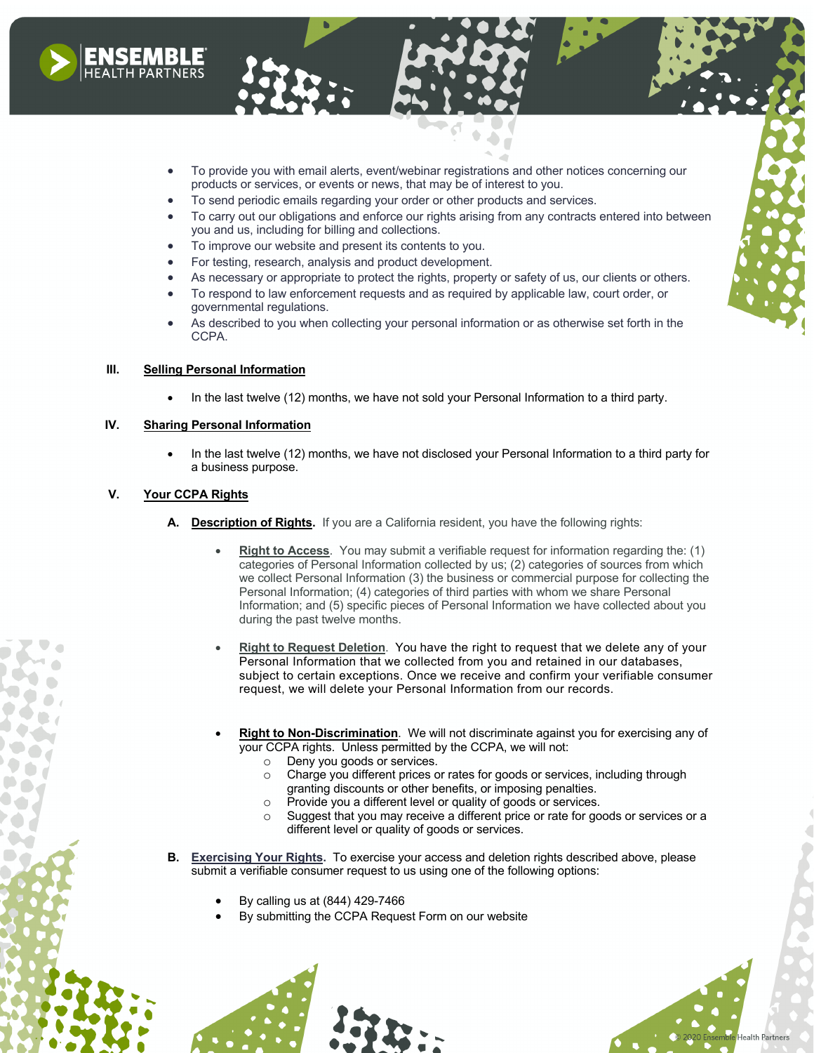- To provide you with email alerts, event/webinar registrations and other notices concerning our products or services, or events or news, that may be of interest to you.
- To send periodic emails regarding your order or other products and services.
- To carry out our obligations and enforce our rights arising from any contracts entered into between you and us, including for billing and collections.
- To improve our website and present its contents to you.
- For testing, research, analysis and product development.
- As necessary or appropriate to protect the rights, property or safety of us, our clients or others.
- To respond to law enforcement requests and as required by applicable law, court order, or governmental regulations.
- As described to you when collecting your personal information or as otherwise set forth in the CCPA.

## III. Selling Personal Information

- In the last twelve (12) months, we have not sold your Personal Information to a third party.

## IV. Sharing Personal Information

- In the last twelve (12) months, we have not disclosed your Personal Information to a third party for a business purpose.

## V. Your CCPA Rights

### A. Description of Rights.

If you are a California resident, you have the following rights:

- **Right to Access**. You may submit a verifiable request for information regarding the: (1) categories of Personal Information collected by us; (2) categories of sources from which we collect Personal Information (3) the business or commercial purpose for collecting the Personal Information; (4) categories of third parties with whom we share Personal Information; and (5) specific pieces of Personal Information we have collected about you during the past twelve months.

- **Right to Request Deletion**. You have the right to request that we delete any of your Personal Information that we collected from you and retained in our databases, subject to certain exceptions. Once we receive and confirm your verifiable consumer request, we will delete your Personal Information from our records.

- **Right to Non-Discrimination**. We will not discriminate against you for exercising any of your CCPA rights. Unless permitted by the CCPA, we will not:
  - Deny you goods or services.
  - Charge you different prices or rates for goods or services, including through granting discounts or other benefits, or imposing penalties.
  - Provide you a different level or quality of goods or services.
  - Suggest that you may receive a different price or rate for goods or services or a different level or quality of goods or services.

### B. Exercising Your Rights.

To exercise your access and deletion rights described above, please submit a verifiable consumer request to us using one of the following options:

- By calling us at (844) 429-7466
- By submitting the CCPA Request Form on our website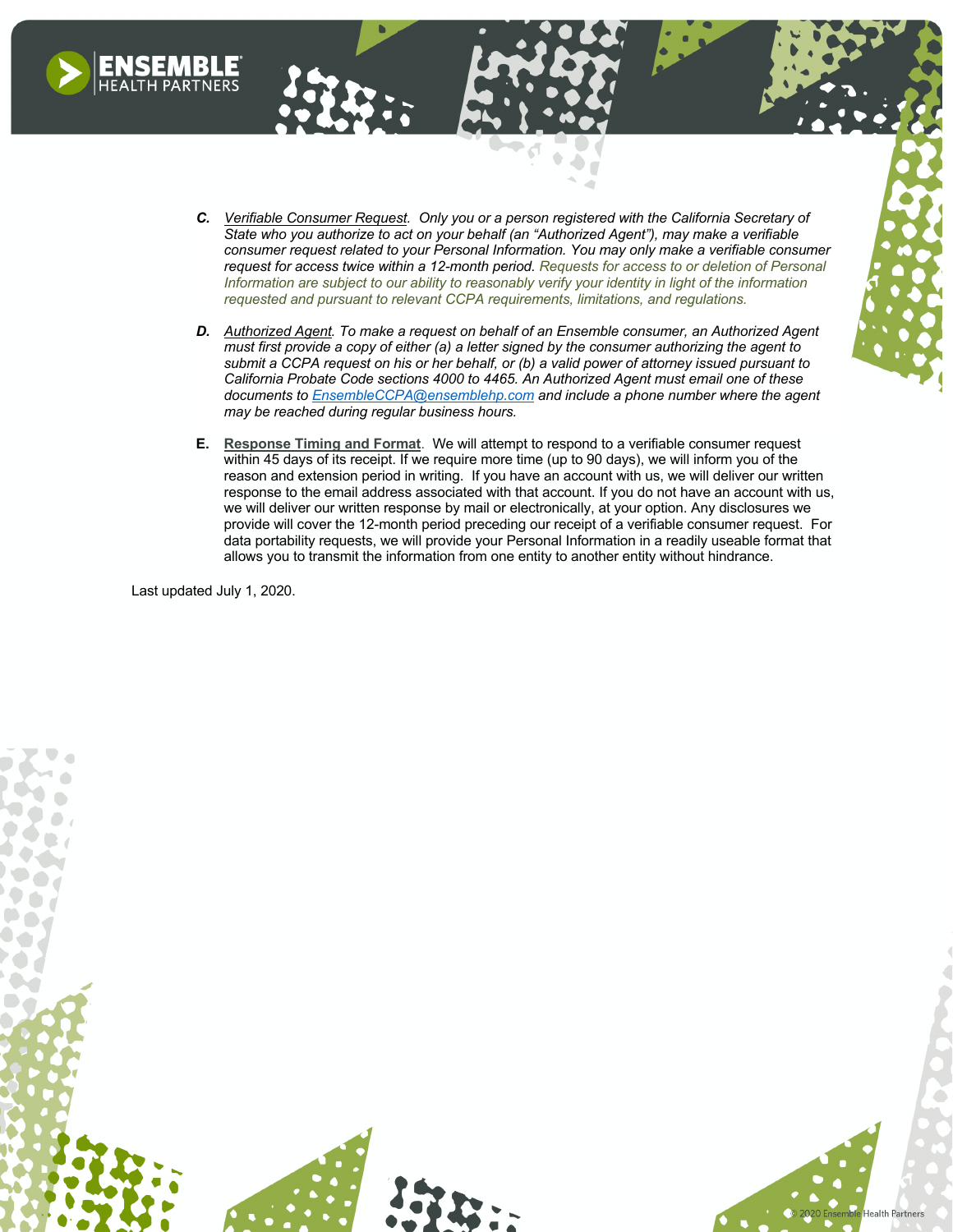***C.*** *<u>Verifiable Consumer Request</u>. Only you or a person registered with the California Secretary of State who you authorize to act on your behalf (an "Authorized Agent"), may make a verifiable consumer request related to your Personal Information. You may only make a verifiable consumer request for access twice within a 12-month period. Requests for access to or deletion of Personal Information are subject to our ability to reasonably verify your identity in light of the information requested and pursuant to relevant CCPA requirements, limitations, and regulations.*

***D.*** *<u>Authorized Agent</u>. To make a request on behalf of an Ensemble consumer, an Authorized Agent must first provide a copy of either (a) a letter signed by the consumer authorizing the agent to submit a CCPA request on his or her behalf, or (b) a valid power of attorney issued pursuant to California Probate Code sections 4000 to 4465. An Authorized Agent must email one of these documents to [EnsembleCCPA@ensemblehp.com](mailto:EnsembleCCPA@ensemblehp.com) and include a phone number where the agent may be reached during regular business hours.*

**E.** **<u>Response Timing and Format</u>**. We will attempt to respond to a verifiable consumer request within 45 days of its receipt. If we require more time (up to 90 days), we will inform you of the reason and extension period in writing. If you have an account with us, we will deliver our written response to the email address associated with that account. If you do not have an account with us, we will deliver our written response by mail or electronically, at your option. Any disclosures we provide will cover the 12-month period preceding our receipt of a verifiable consumer request. For data portability requests, we will provide your Personal Information in a readily useable format that allows you to transmit the information from one entity to another entity without hindrance.

Last updated July 1, 2020.